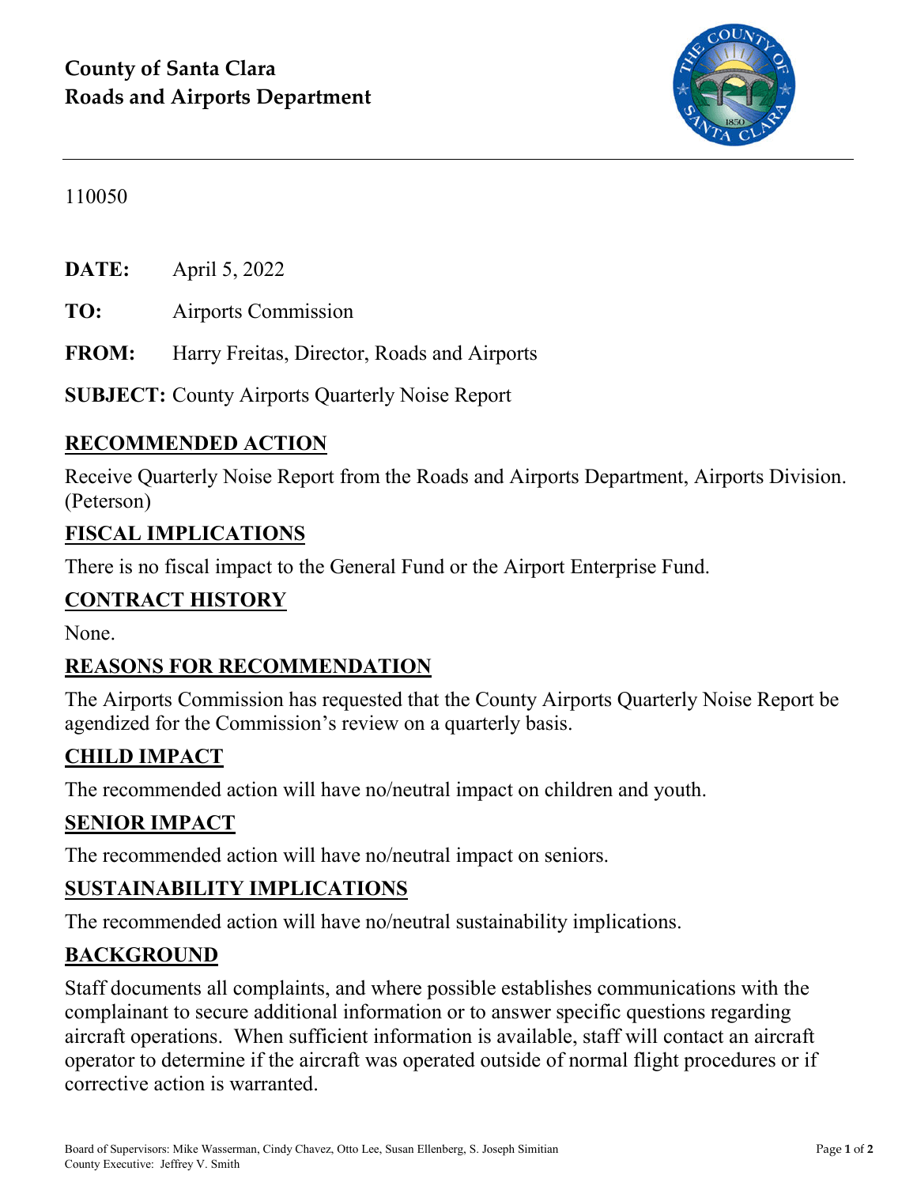# County of Santa Clara
# Roads and Airports Department

110050

**DATE:** April 5, 2022

**TO:** Airports Commission

**FROM:** Harry Freitas, Director, Roads and Airports

**SUBJECT:** County Airports Quarterly Noise Report

## RECOMMENDED ACTION

Receive Quarterly Noise Report from the Roads and Airports Department, Airports Division. (Peterson)

## FISCAL IMPLICATIONS

There is no fiscal impact to the General Fund or the Airport Enterprise Fund.

## CONTRACT HISTORY

None.

## REASONS FOR RECOMMENDATION

The Airports Commission has requested that the County Airports Quarterly Noise Report be agendized for the Commission's review on a quarterly basis.

## CHILD IMPACT

The recommended action will have no/neutral impact on children and youth.

## SENIOR IMPACT

The recommended action will have no/neutral impact on seniors.

## SUSTAINABILITY IMPLICATIONS

The recommended action will have no/neutral sustainability implications.

## BACKGROUND

Staff documents all complaints, and where possible establishes communications with the complainant to secure additional information or to answer specific questions regarding aircraft operations. When sufficient information is available, staff will contact an aircraft operator to determine if the aircraft was operated outside of normal flight procedures or if corrective action is warranted.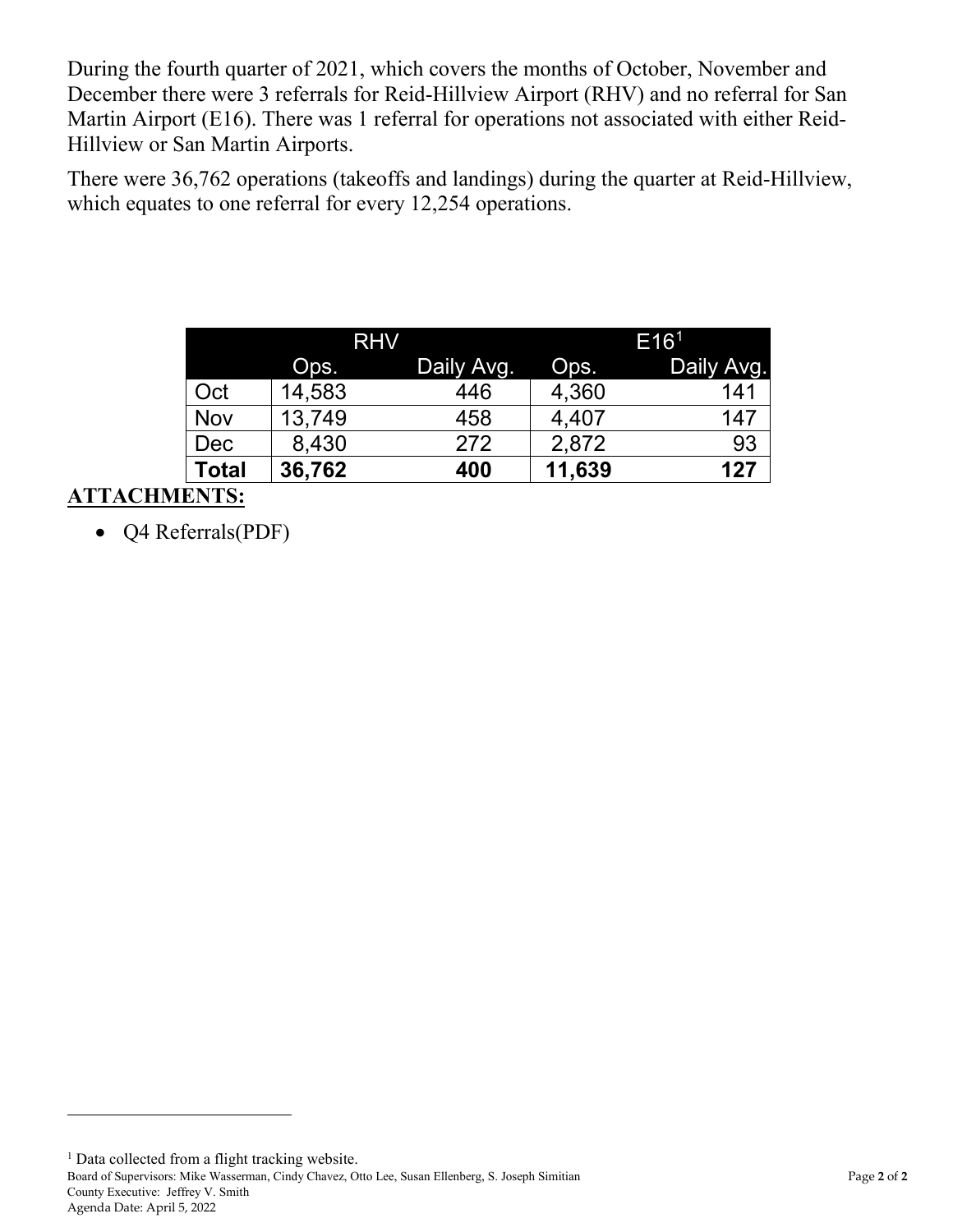During the fourth quarter of 2021, which covers the months of October, November and December there were 3 referrals for Reid-Hillview Airport (RHV) and no referral for San Martin Airport (E16). There was 1 referral for operations not associated with either Reid-Hillview or San Martin Airports.

There were 36,762 operations (takeoffs and landings) during the quarter at Reid-Hillview, which equates to one referral for every 12,254 operations.

| | RHV | | E16[1] | |
|---|---|---|---|---|
| | Ops. | Daily Avg. | Ops. | Daily Avg. |
| Oct | 14,583 | 446 | 4,360 | 141 |
| Nov | 13,749 | 458 | 4,407 | 147 |
| Dec | 8,430 | 272 | 2,872 | 93 |
| **Total** | **36,762** | **400** | **11,639** | **127** |

**ATTACHMENTS:**

- Q4 Referrals(PDF)

[1] Data collected from a flight tracking website.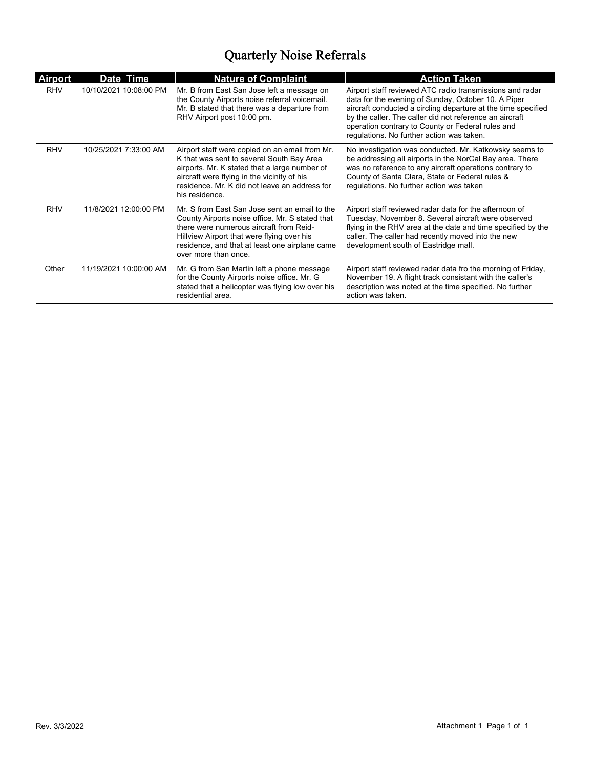# Quarterly Noise Referrals

| Airport | Date Time | Nature of Complaint | Action Taken |
|---|---|---|---|
| RHV | 10/10/2021 10:08:00 PM | Mr. B from East San Jose left a message on the County Airports noise referral voicemail. Mr. B stated that there was a departure from RHV Airport post 10:00 pm. | Airport staff reviewed ATC radio transmissions and radar data for the evening of Sunday, October 10. A Piper aircraft conducted a circling departure at the time specified by the caller. The caller did not reference an aircraft operation contrary to County or Federal rules and regulations. No further action was taken. |
| RHV | 10/25/2021 7:33:00 AM | Airport staff were copied on an email from Mr. K that was sent to several South Bay Area airports. Mr. K stated that a large number of aircraft were flying in the vicinity of his residence. Mr. K did not leave an address for his residence. | No investigation was conducted. Mr. Katkowsky seems to be addressing all airports in the NorCal Bay area. There was no reference to any aircraft operations contrary to County of Santa Clara, State or Federal rules & regulations. No further action was taken |
| RHV | 11/8/2021 12:00:00 PM | Mr. S from East San Jose sent an email to the County Airports noise office. Mr. S stated that there were numerous aircraft from Reid-Hillview Airport that were flying over his residence, and that at least one airplane came over more than once. | Airport staff reviewed radar data for the afternoon of Tuesday, November 8. Several aircraft were observed flying in the RHV area at the date and time specified by the caller. The caller had recently moved into the new development south of Eastridge mall. |
| Other | 11/19/2021 10:00:00 AM | Mr. G from San Martin left a phone message for the County Airports noise office. Mr. G stated that a helicopter was flying low over his residential area. | Airport staff reviewed radar data fro the morning of Friday, November 19. A flight track consistant with the caller's description was noted at the time specified. No further action was taken. |

Rev. 3/3/2022

Attachment 1